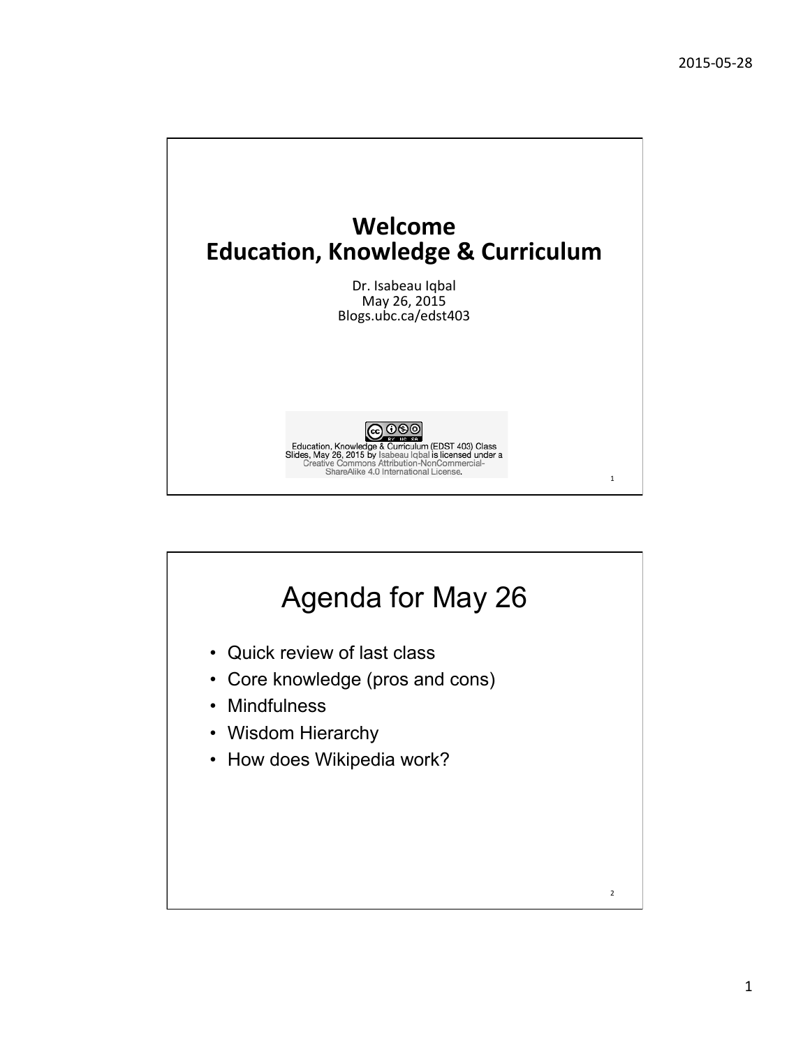# Welcome
# Education, Knowledge & Curriculum

Dr. Isabeau Iqbal
May 26, 2015
Blogs.ubc.ca/edst403

Education, Knowledge & Curriculum (EDST 403) Class Slides, May 26, 2015 by Isabeau Iqbal is licensed under a Creative Commons Attribution-NonCommercial-ShareAlike 4.0 International License.

# Agenda for May 26

- Quick review of last class
- Core knowledge (pros and cons)
- Mindfulness
- Wisdom Hierarchy
- How does Wikipedia work?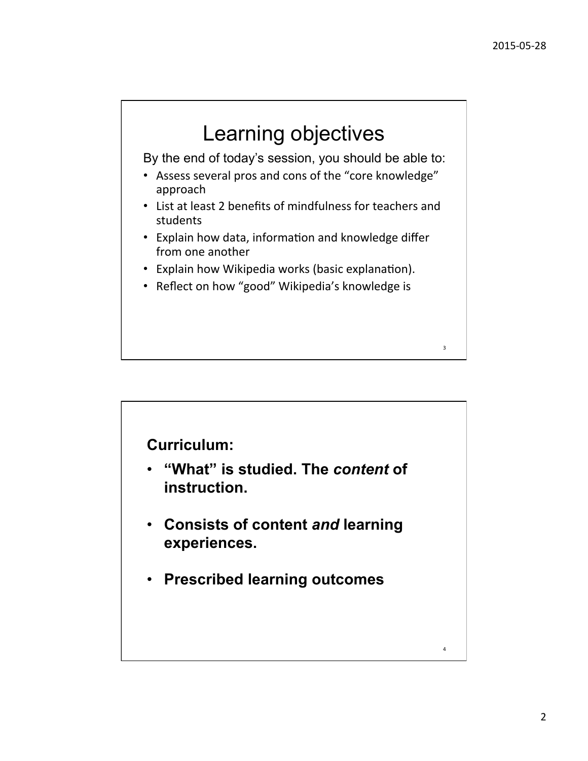# Learning objectives

By the end of today's session, you should be able to:

- Assess several pros and cons of the "core knowledge" approach
- List at least 2 benefits of mindfulness for teachers and students
- Explain how data, information and knowledge differ from one another
- Explain how Wikipedia works (basic explanation).
- Reflect on how "good" Wikipedia's knowledge is

**Curriculum:**

- **"What" is studied. The *content* of instruction.**
- **Consists of content *and* learning experiences.**
- **Prescribed learning outcomes**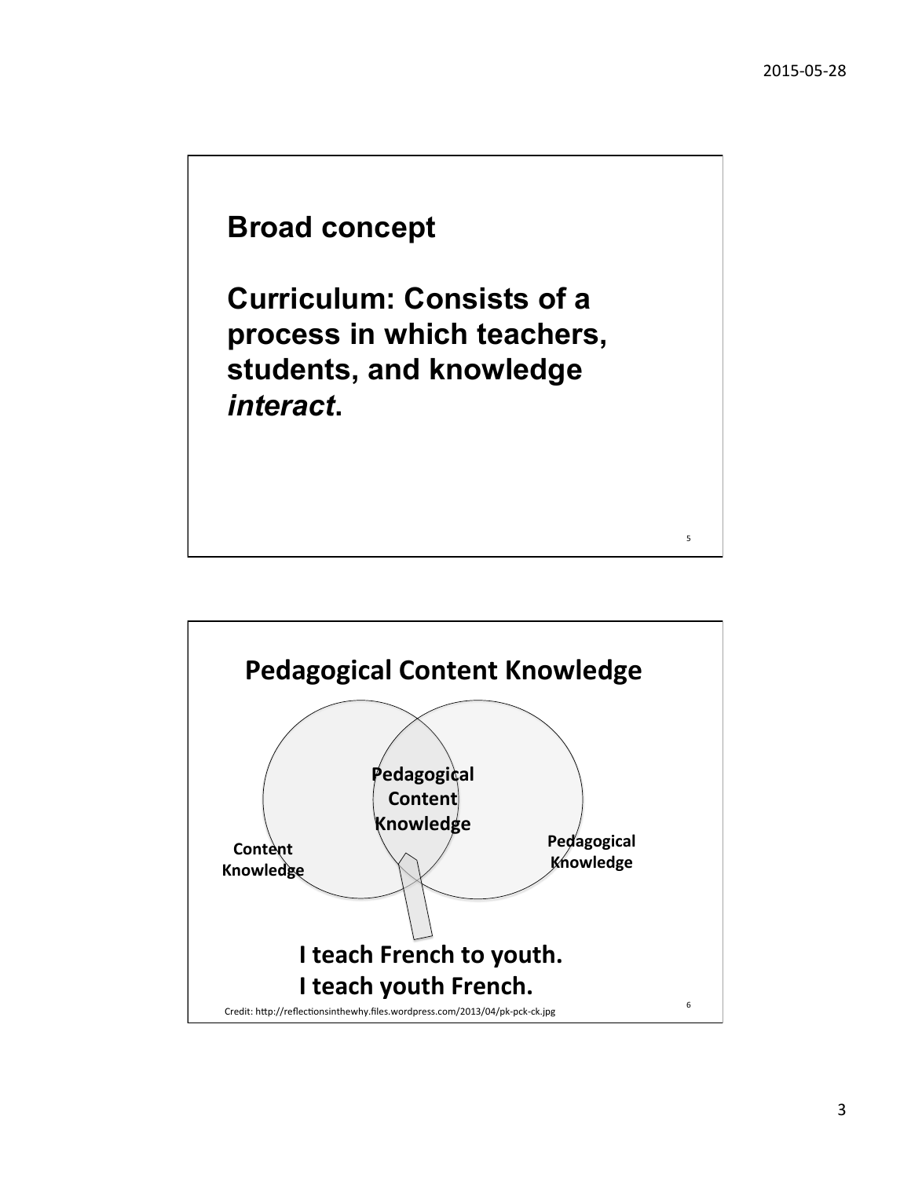## Broad concept

**Curriculum: Consists of a process in which teachers, students, and knowledge *interact*.**

## Pedagogical Content Knowledge

Content Knowledge

Pedagogical Content Knowledge

Pedagogical Knowledge

**I teach French to youth.**
**I teach youth French.**

Credit: http://reflectionsinthewhy.files.wordpress.com/2013/04/pk-pck-ck.jpg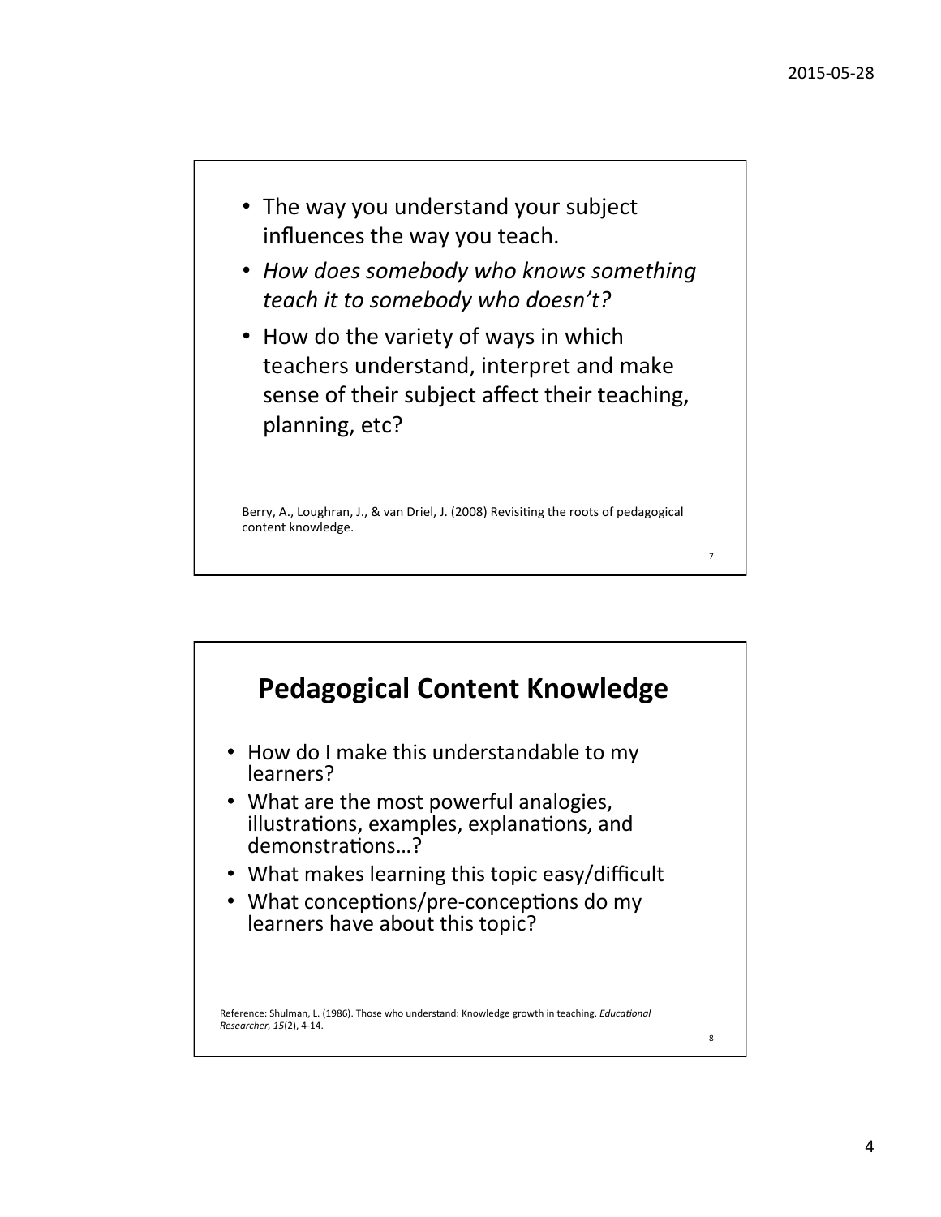- The way you understand your subject influences the way you teach.
- *How does somebody who knows something teach it to somebody who doesn't?*
- How do the variety of ways in which teachers understand, interpret and make sense of their subject affect their teaching, planning, etc?

Berry, A., Loughran, J., & van Driel, J. (2008) Revisiting the roots of pedagogical content knowledge.

# Pedagogical Content Knowledge

- How do I make this understandable to my learners?
- What are the most powerful analogies, illustrations, examples, explanations, and demonstrations…?
- What makes learning this topic easy/difficult
- What conceptions/pre-conceptions do my learners have about this topic?

Reference: Shulman, L. (1986). Those who understand: Knowledge growth in teaching. *Educational Researcher, 15*(2), 4-14.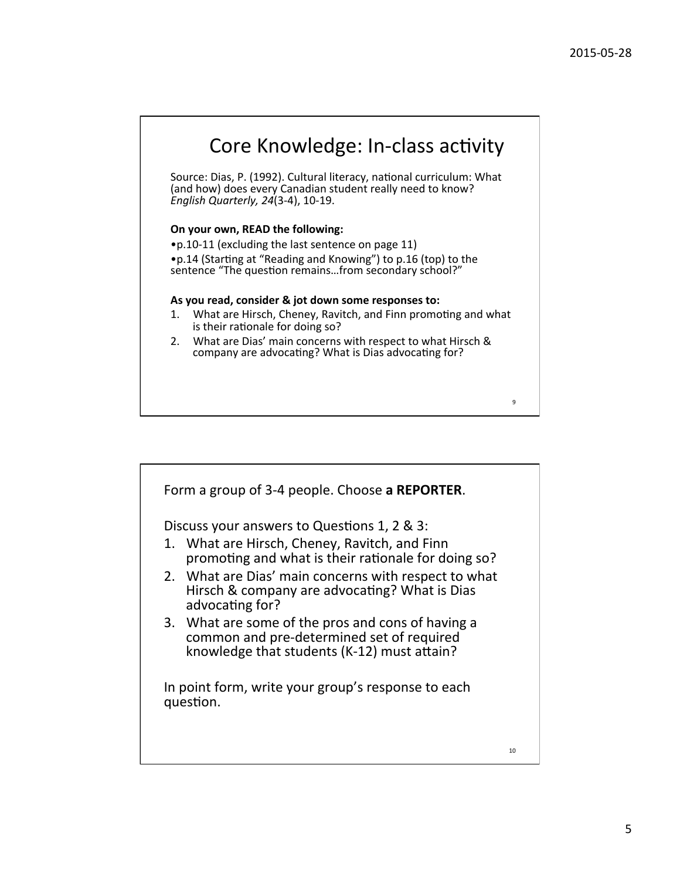# Core Knowledge: In-class activity

Source: Dias, P. (1992). Cultural literacy, national curriculum: What (and how) does every Canadian student really need to know? *English Quarterly, 24*(3-4), 10-19.

**On your own, READ the following:**

- p.10-11 (excluding the last sentence on page 11)
- p.14 (Starting at "Reading and Knowing") to p.16 (top) to the sentence "The question remains…from secondary school?"

**As you read, consider & jot down some responses to:**

1. What are Hirsch, Cheney, Ravitch, and Finn promoting and what is their rationale for doing so?
2. What are Dias' main concerns with respect to what Hirsch & company are advocating? What is Dias advocating for?

Form a group of 3-4 people. Choose **a REPORTER**.

Discuss your answers to Questions 1, 2 & 3:

1. What are Hirsch, Cheney, Ravitch, and Finn promoting and what is their rationale for doing so?
2. What are Dias' main concerns with respect to what Hirsch & company are advocating? What is Dias advocating for?
3. What are some of the pros and cons of having a common and pre-determined set of required knowledge that students (K-12) must attain?

In point form, write your group's response to each question.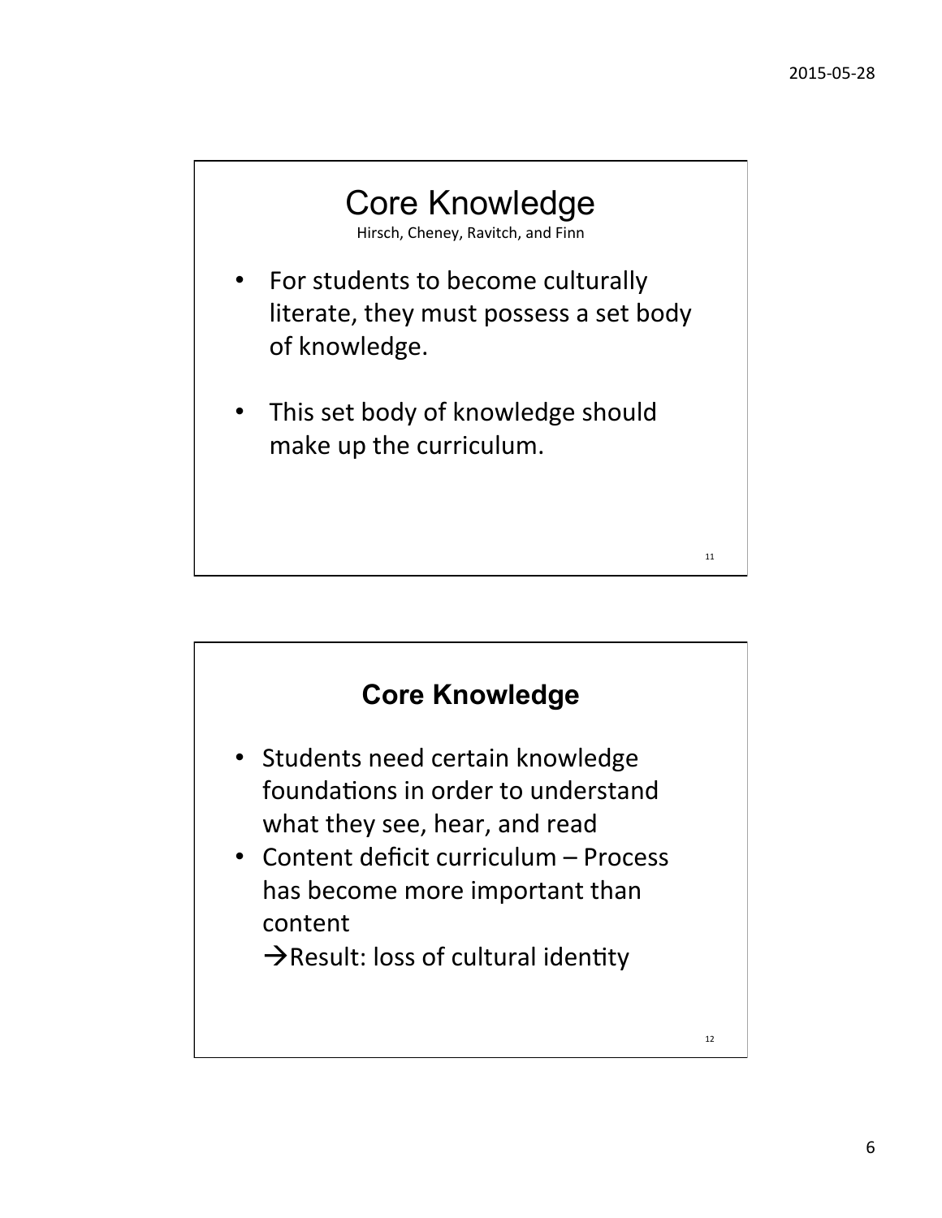## Core Knowledge

Hirsch, Cheney, Ravitch, and Finn

- For students to become culturally literate, they must possess a set body of knowledge.
- This set body of knowledge should make up the curriculum.

## Core Knowledge

- Students need certain knowledge foundations in order to understand what they see, hear, and read
- Content deficit curriculum – Process has become more important than content
  →Result: loss of cultural identity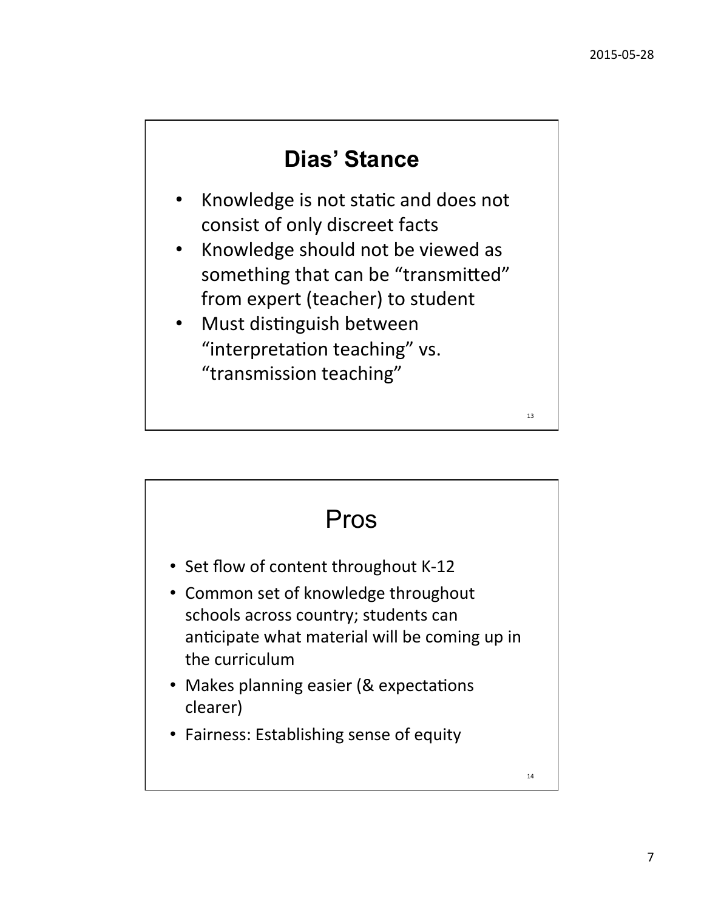## Dias' Stance

- Knowledge is not static and does not consist of only discreet facts
- Knowledge should not be viewed as something that can be "transmitted" from expert (teacher) to student
- Must distinguish between "interpretation teaching" vs. "transmission teaching"

## Pros

- Set flow of content throughout K-12
- Common set of knowledge throughout schools across country; students can anticipate what material will be coming up in the curriculum
- Makes planning easier (& expectations clearer)
- Fairness: Establishing sense of equity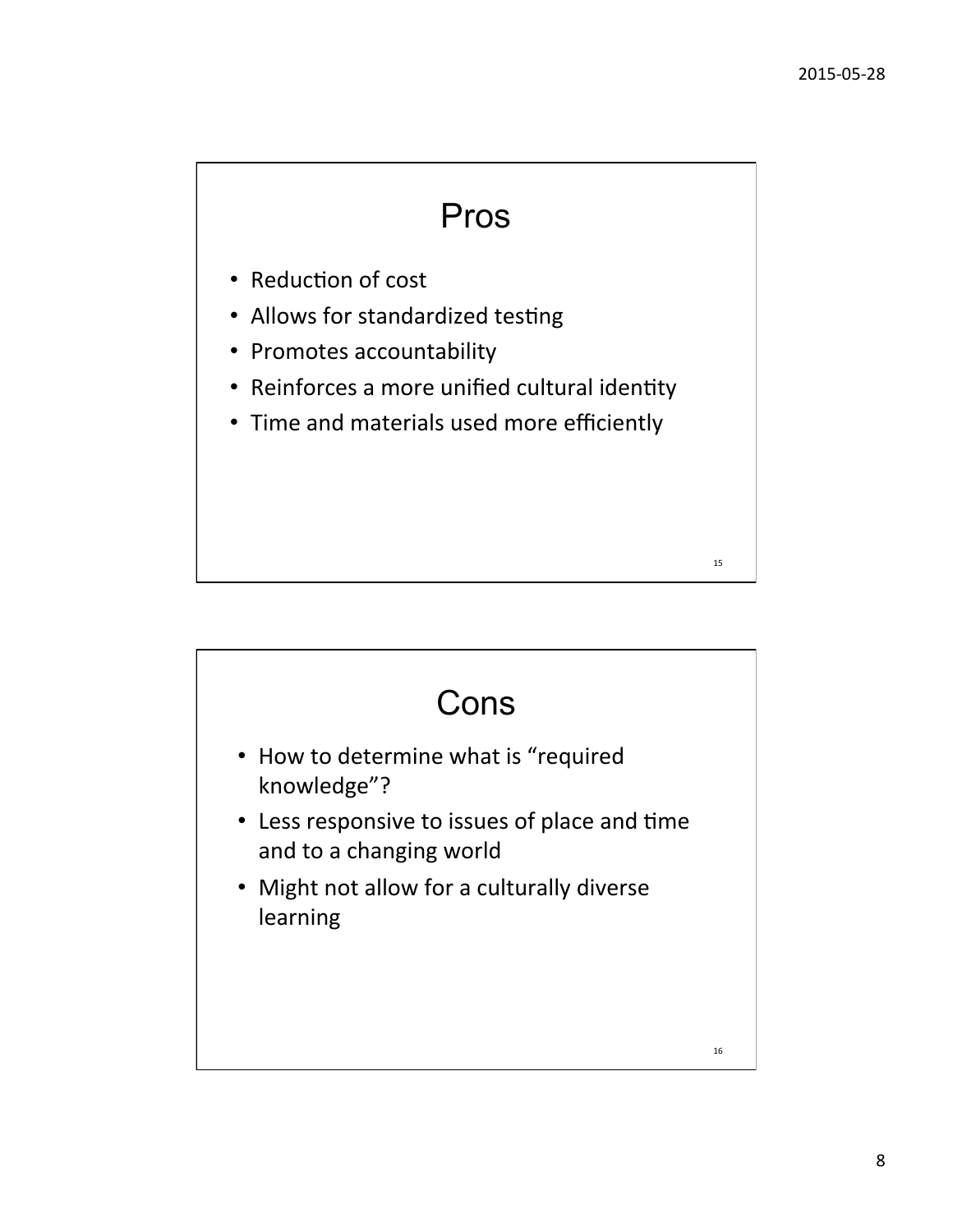# Pros

- Reduction of cost
- Allows for standardized testing
- Promotes accountability
- Reinforces a more unified cultural identity
- Time and materials used more efficiently

# Cons

- How to determine what is "required knowledge"?
- Less responsive to issues of place and time and to a changing world
- Might not allow for a culturally diverse learning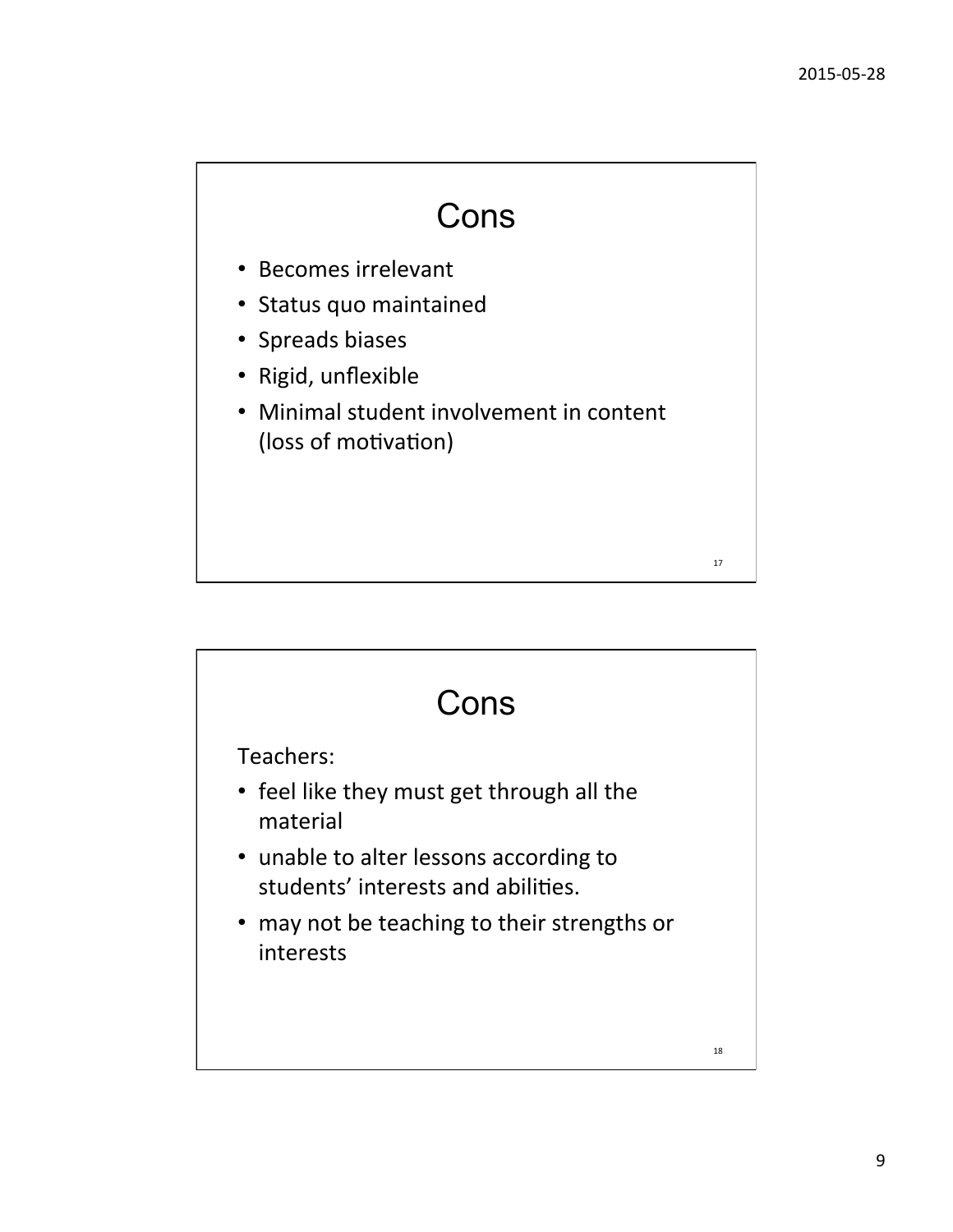# Cons

- Becomes irrelevant
- Status quo maintained
- Spreads biases
- Rigid, unflexible
- Minimal student involvement in content (loss of motivation)

# Cons

Teachers:

- feel like they must get through all the material
- unable to alter lessons according to students' interests and abilities.
- may not be teaching to their strengths or interests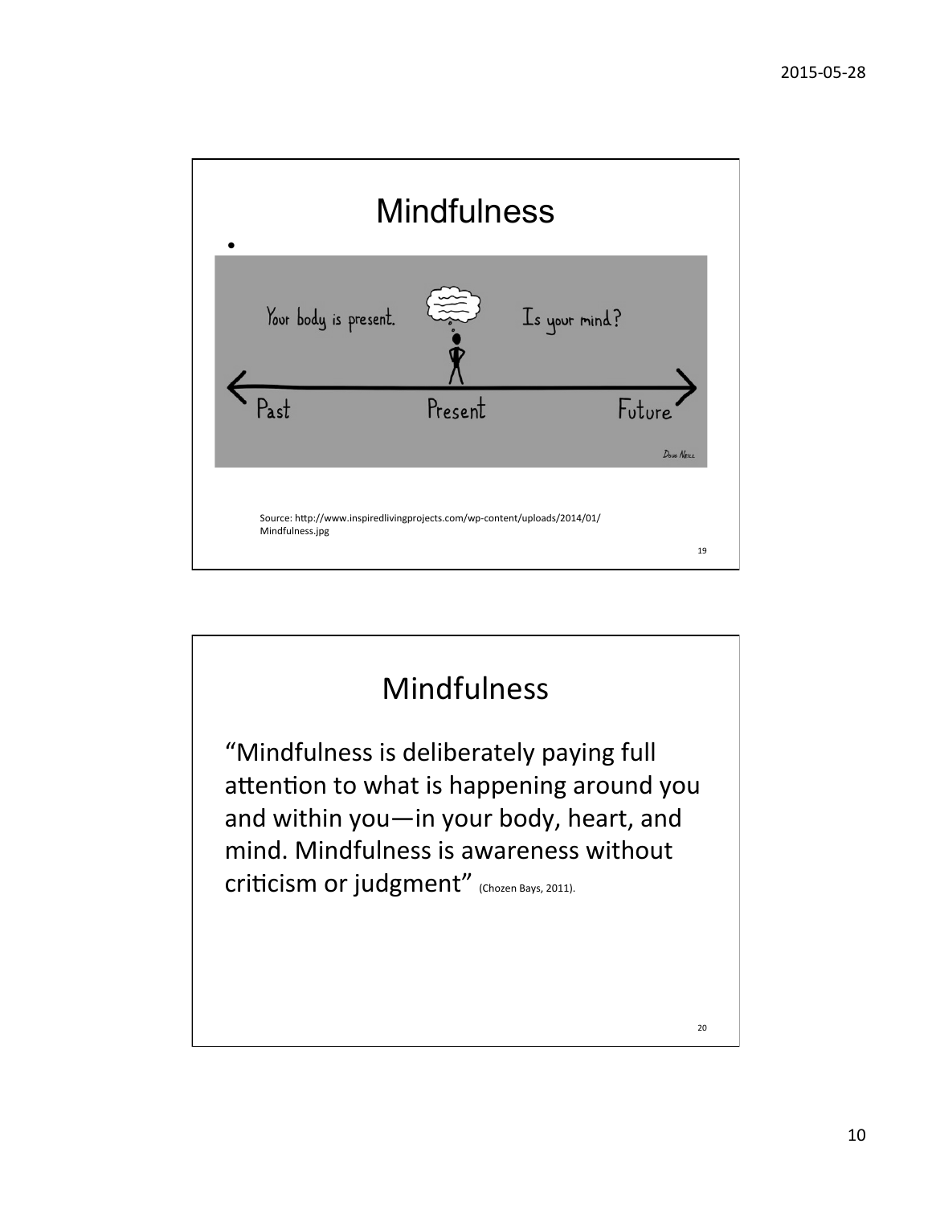# Mindfulness

•

Your body is present. Is your mind?

Past Present Future

Doug Neill

Source: http://www.inspiredlivingprojects.com/wp-content/uploads/2014/01/Mindfulness.jpg

# Mindfulness

"Mindfulness is deliberately paying full attention to what is happening around you and within you—in your body, heart, and mind. Mindfulness is awareness without criticism or judgment" (Chozen Bays, 2011).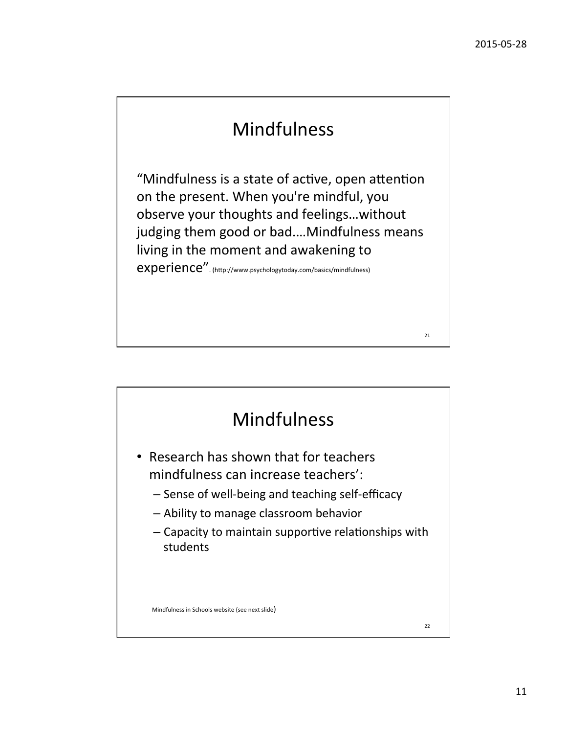# Mindfulness

"Mindfulness is a state of active, open attention on the present. When you're mindful, you observe your thoughts and feelings…without judging them good or bad.…Mindfulness means living in the moment and awakening to experience". (http://www.psychologytoday.com/basics/mindfulness)

21

# Mindfulness

- Research has shown that for teachers mindfulness can increase teachers':
  - Sense of well-being and teaching self-efficacy
  - Ability to manage classroom behavior
  - Capacity to maintain supportive relationships with students

Mindfulness in Schools website (see next slide)

22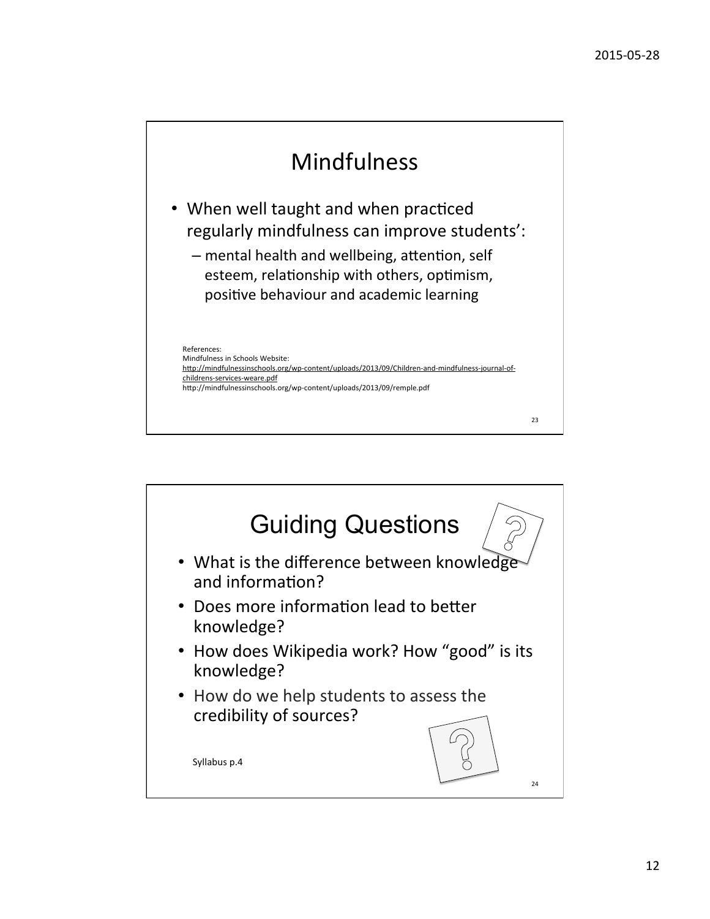# Mindfulness

- When well taught and when practiced regularly mindfulness can improve students':
  - mental health and wellbeing, attention, self esteem, relationship with others, optimism, positive behaviour and academic learning

References:
Mindfulness in Schools Website:
http://mindfulnessinschools.org/wp-content/uploads/2013/09/Children-and-mindfulness-journal-of-childrens-services-weare.pdf
http://mindfulnessinschools.org/wp-content/uploads/2013/09/remple.pdf

# Guiding Questions

- What is the difference between knowledge and information?
- Does more information lead to better knowledge?
- How does Wikipedia work? How "good" is its knowledge?
- How do we help students to assess the credibility of sources?

Syllabus p.4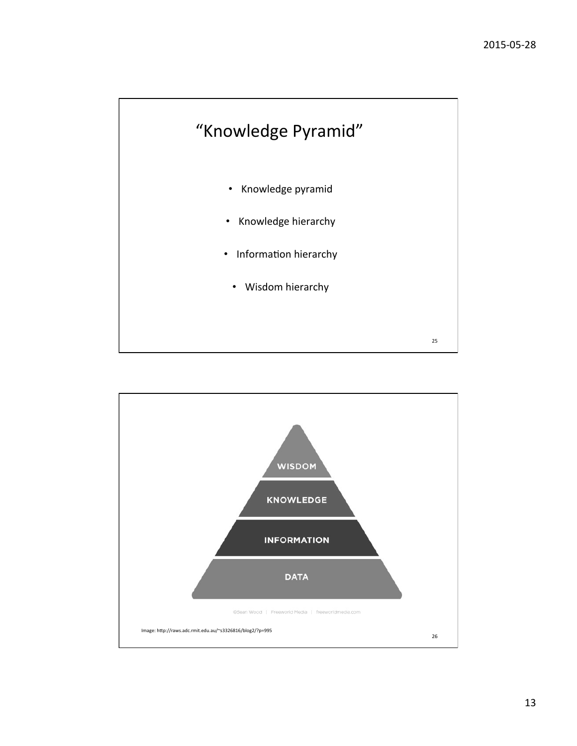# "Knowledge Pyramid"

- Knowledge pyramid
- Knowledge hierarchy
- Information hierarchy
- Wisdom hierarchy

WISDOM

KNOWLEDGE

INFORMATION

DATA

©Sean Wood | Freeworld Media | freeworldmedia.com

Image: http://raws.adc.rmit.edu.au/~s3326816/blog2/?p=995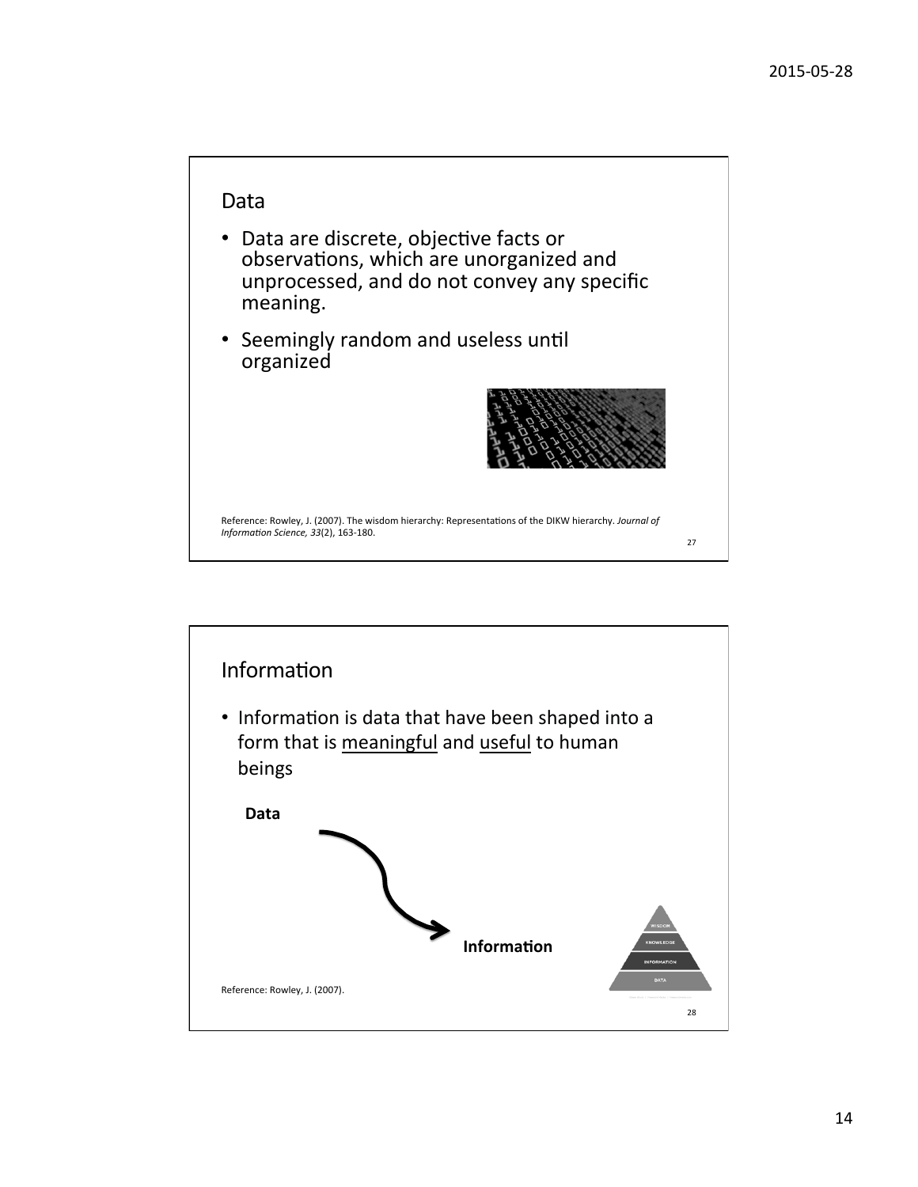## Data

- Data are discrete, objective facts or observations, which are unorganized and unprocessed, and do not convey any specific meaning.
- Seemingly random and useless until organized

Reference: Rowley, J. (2007). The wisdom hierarchy: Representations of the DIKW hierarchy. *Journal of Information Science, 33*(2), 163-180.

## Information

- Information is data that have been shaped into a form that is meaningful and useful to human beings

**Data**

**Information**

WISDOM
KNOWLEDGE
INFORMATION
DATA

Reference: Rowley, J. (2007).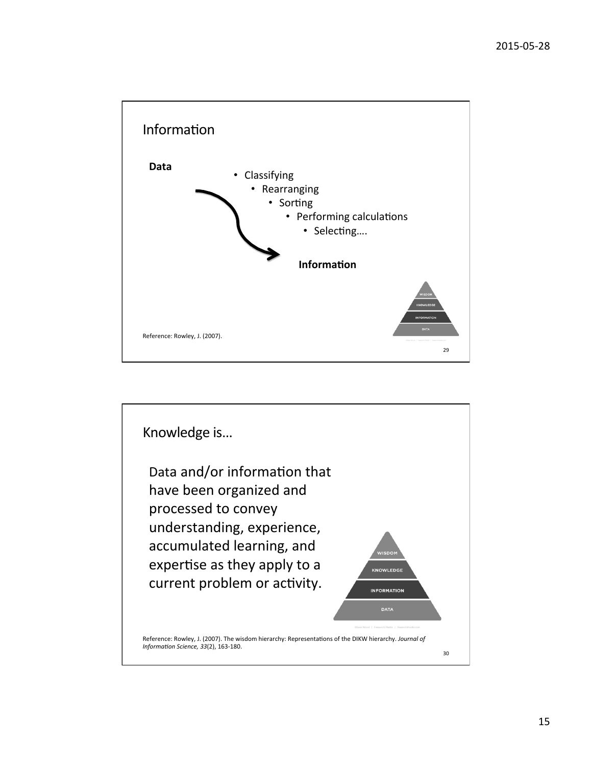## Information

**Data**

- Classifying
  - Rearranging
    - Sorting
      - Performing calculations
        - Selecting….

**Information**

WISDOM
KNOWLEDGE
INFORMATION
DATA

Reference: Rowley, J. (2007).

## Knowledge is…

Data and/or information that have been organized and processed to convey understanding, experience, accumulated learning, and expertise as they apply to a current problem or activity.

WISDOM
KNOWLEDGE
INFORMATION
DATA

Reference: Rowley, J. (2007). The wisdom hierarchy: Representations of the DIKW hierarchy. *Journal of Information Science, 33*(2), 163-180.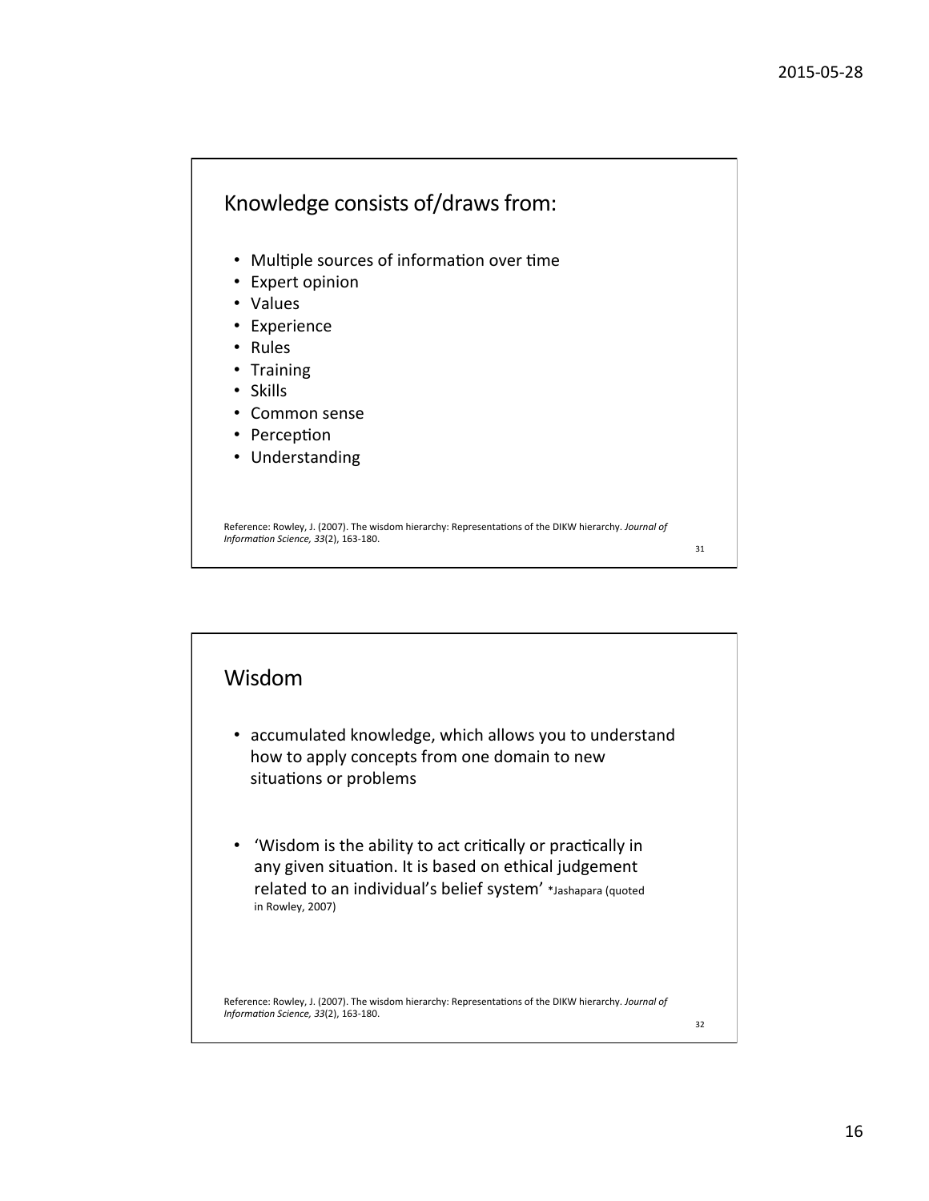## Knowledge consists of/draws from:

- Multiple sources of information over time
- Expert opinion
- Values
- Experience
- Rules
- Training
- Skills
- Common sense
- Perception
- Understanding

Reference: Rowley, J. (2007). The wisdom hierarchy: Representations of the DIKW hierarchy. *Journal of Information Science, 33*(2), 163-180.

## Wisdom

- accumulated knowledge, which allows you to understand how to apply concepts from one domain to new situations or problems

- 'Wisdom is the ability to act critically or practically in any given situation. It is based on ethical judgement related to an individual's belief system' *Jashapara (quoted in Rowley, 2007)

Reference: Rowley, J. (2007). The wisdom hierarchy: Representations of the DIKW hierarchy. *Journal of Information Science, 33*(2), 163-180.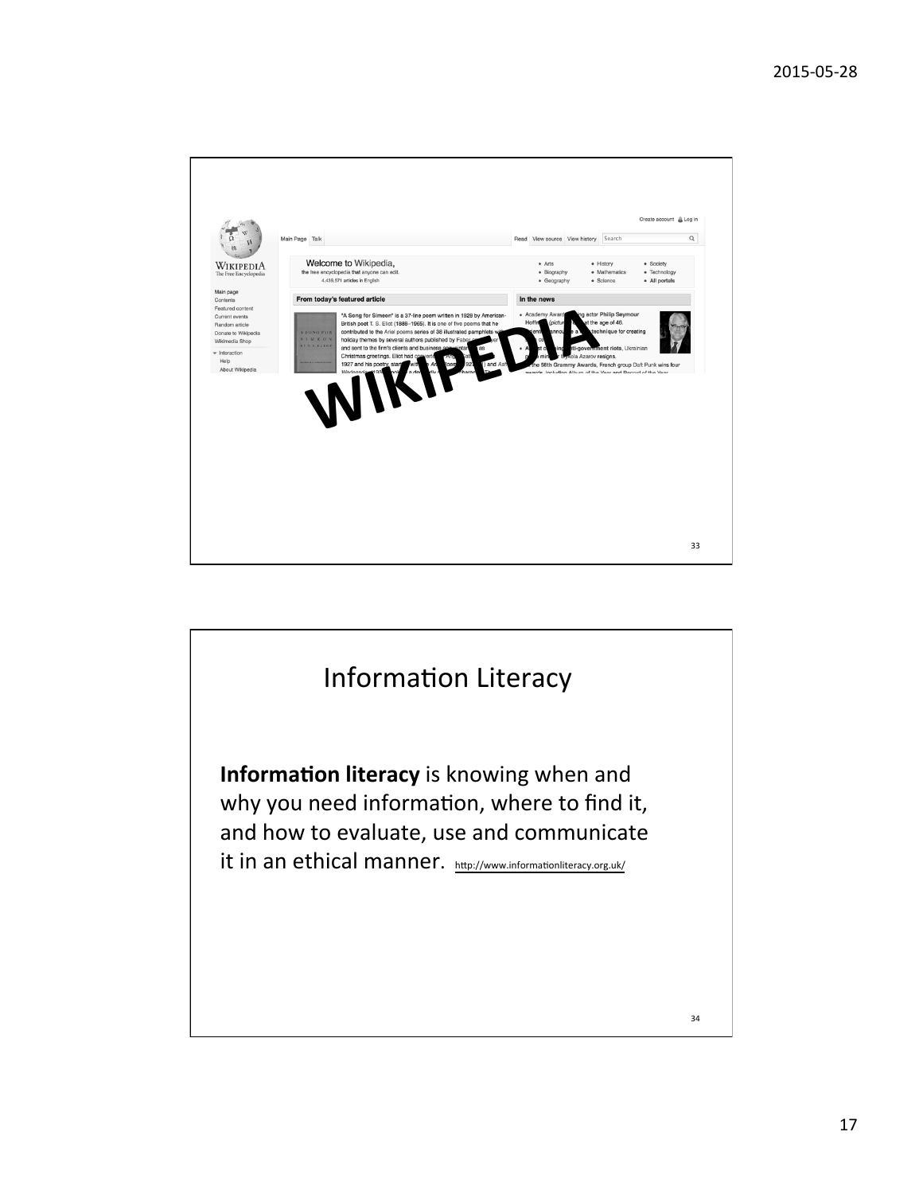WIKIPEDIA

# Information Literacy

**Information literacy** is knowing when and why you need information, where to find it, and how to evaluate, use and communicate it in an ethical manner. http://www.informationliteracy.org.uk/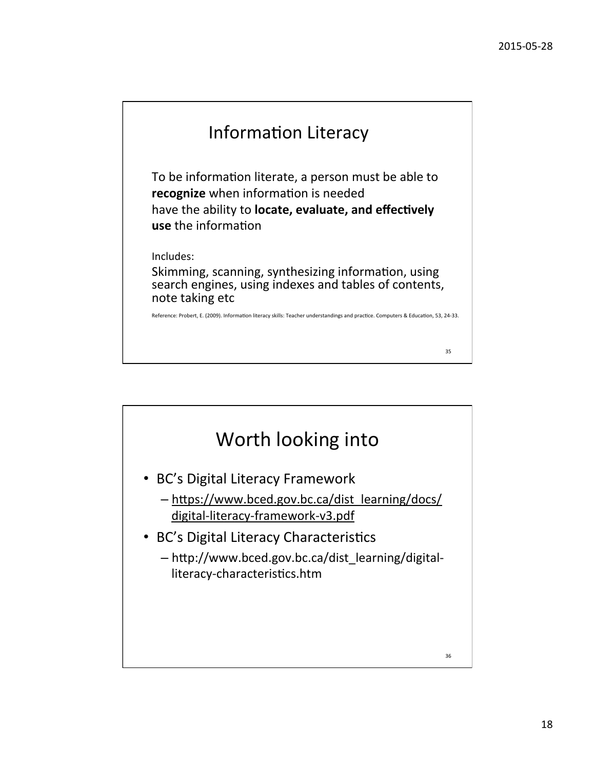## Information Literacy

To be information literate, a person must be able to **recognize** when information is needed
have the ability to **locate, evaluate, and effectively use** the information

Includes:

Skimming, scanning, synthesizing information, using search engines, using indexes and tables of contents, note taking etc

Reference: Probert, E. (2009). Information literacy skills: Teacher understandings and practice. Computers & Education, 53, 24-33.

## Worth looking into

- BC's Digital Literacy Framework
  - https://www.bced.gov.bc.ca/dist_learning/docs/digital-literacy-framework-v3.pdf
- BC's Digital Literacy Characteristics
  - http://www.bced.gov.bc.ca/dist_learning/digital-literacy-characteristics.htm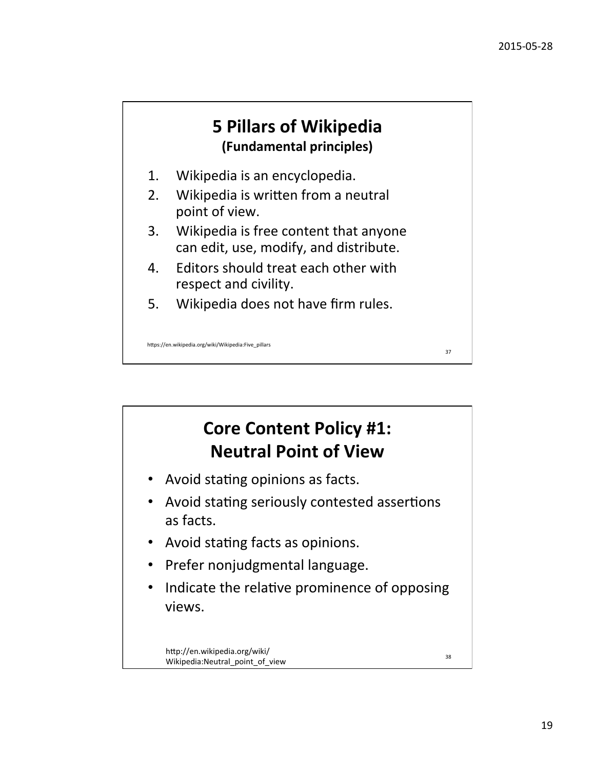## 5 Pillars of Wikipedia

**(Fundamental principles)**

1. Wikipedia is an encyclopedia.
2. Wikipedia is written from a neutral point of view.
3. Wikipedia is free content that anyone can edit, use, modify, and distribute.
4. Editors should treat each other with respect and civility.
5. Wikipedia does not have firm rules.

https://en.wikipedia.org/wiki/Wikipedia:Five_pillars

## Core Content Policy #1: Neutral Point of View

- Avoid stating opinions as facts.
- Avoid stating seriously contested assertions as facts.
- Avoid stating facts as opinions.
- Prefer nonjudgmental language.
- Indicate the relative prominence of opposing views.

http://en.wikipedia.org/wiki/Wikipedia:Neutral_point_of_view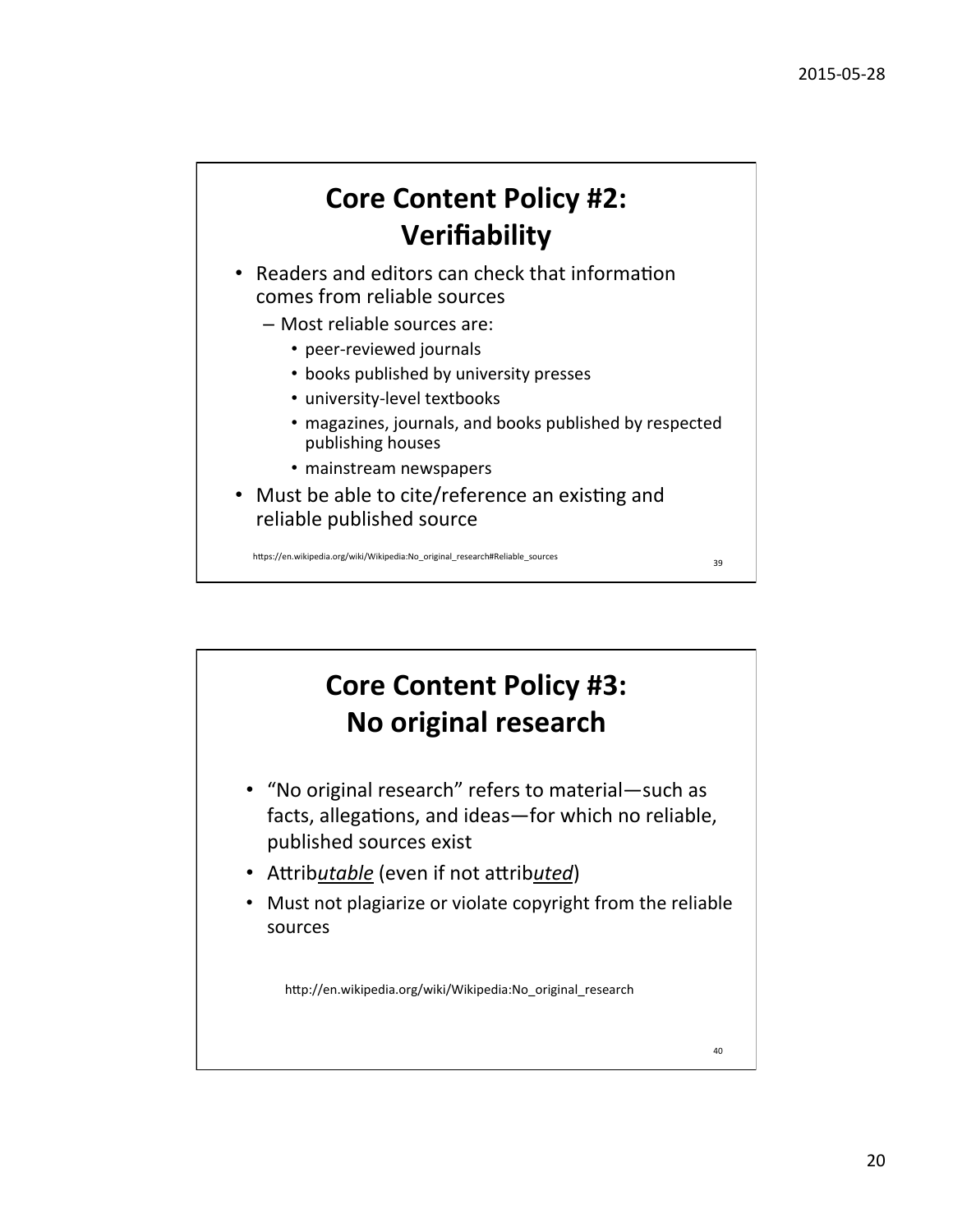## Core Content Policy #2: Verifiability

- Readers and editors can check that information comes from reliable sources
  - Most reliable sources are:
    - peer-reviewed journals
    - books published by university presses
    - university-level textbooks
    - magazines, journals, and books published by respected publishing houses
    - mainstream newspapers
- Must be able to cite/reference an existing and reliable published source

https://en.wikipedia.org/wiki/Wikipedia:No_original_research#Reliable_sources

## Core Content Policy #3: No original research

- "No original research" refers to material—such as facts, allegations, and ideas—for which no reliable, published sources exist
- Attrib*__utable__* (even if not attrib*__uted__*)
- Must not plagiarize or violate copyright from the reliable sources

http://en.wikipedia.org/wiki/Wikipedia:No_original_research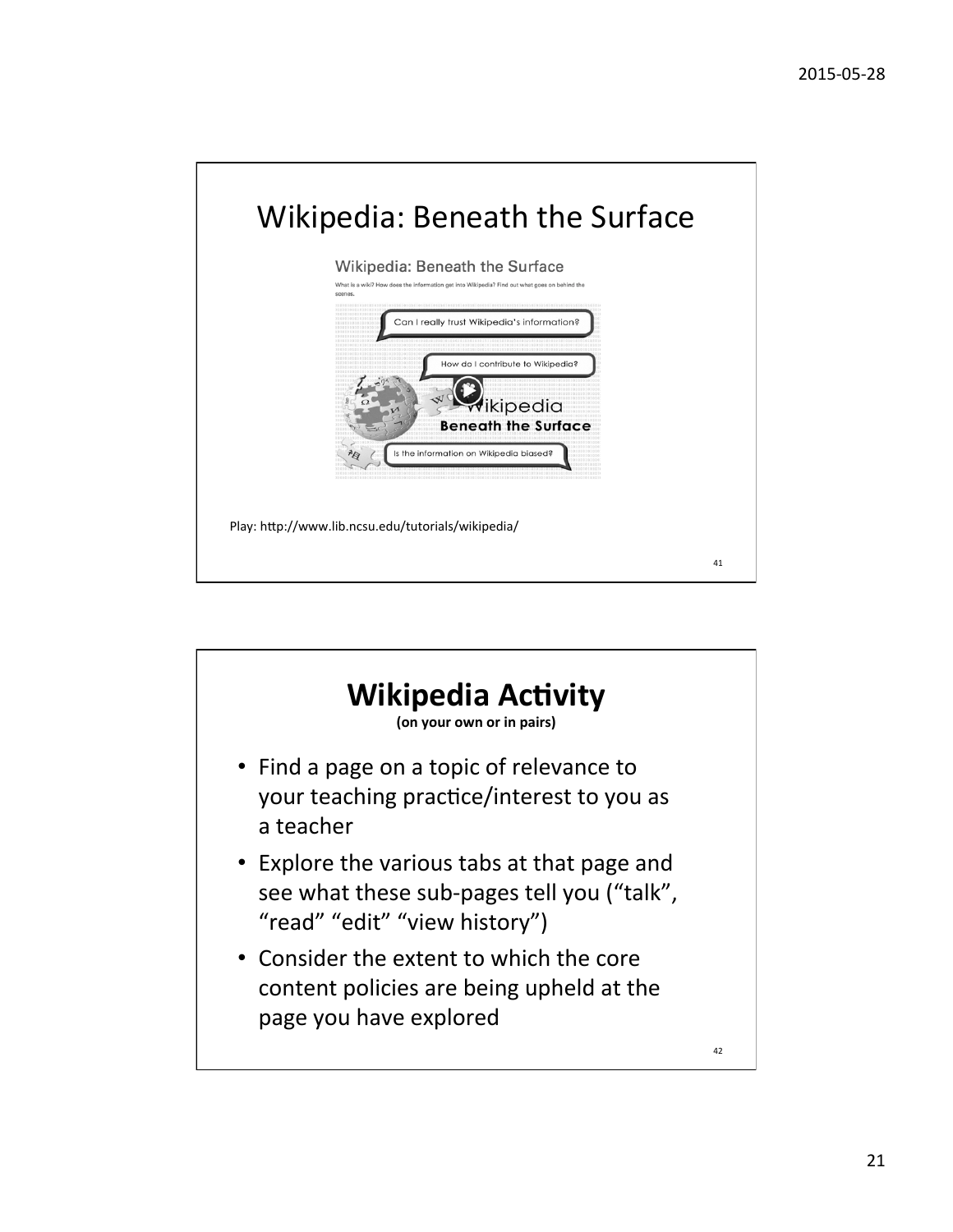# Wikipedia: Beneath the Surface

Play: http://www.lib.ncsu.edu/tutorials/wikipedia/

# Wikipedia Activity

**(on your own or in pairs)**

- Find a page on a topic of relevance to your teaching practice/interest to you as a teacher
- Explore the various tabs at that page and see what these sub-pages tell you ("talk", "read" "edit" "view history")
- Consider the extent to which the core content policies are being upheld at the page you have explored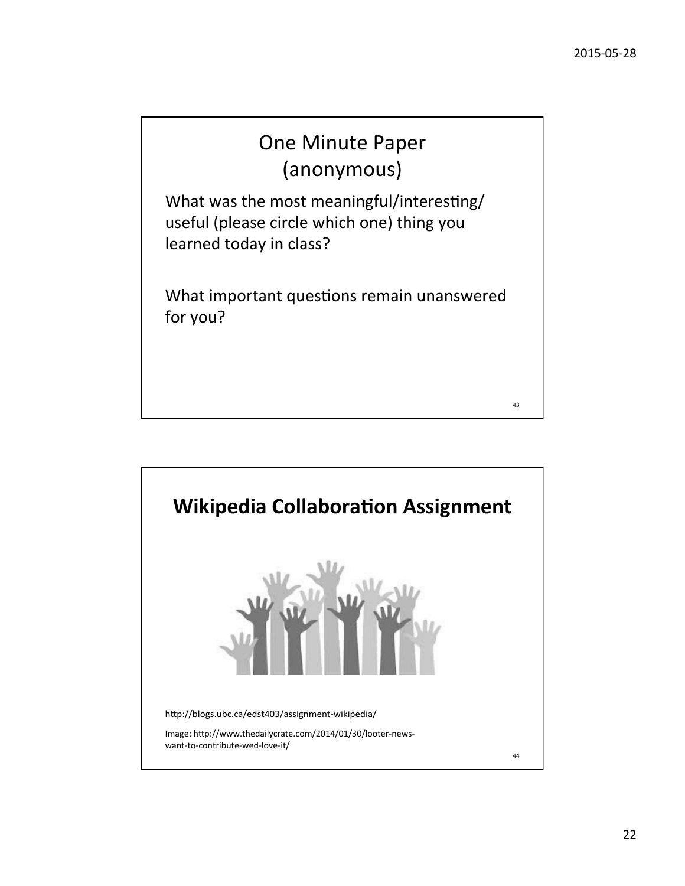## One Minute Paper (anonymous)

What was the most meaningful/interesting/useful (please circle which one) thing you learned today in class?

What important questions remain unanswered for you?

## Wikipedia Collaboration Assignment

http://blogs.ubc.ca/edst403/assignment-wikipedia/

Image: http://www.thedailycrate.com/2014/01/30/looter-news-want-to-contribute-wed-love-it/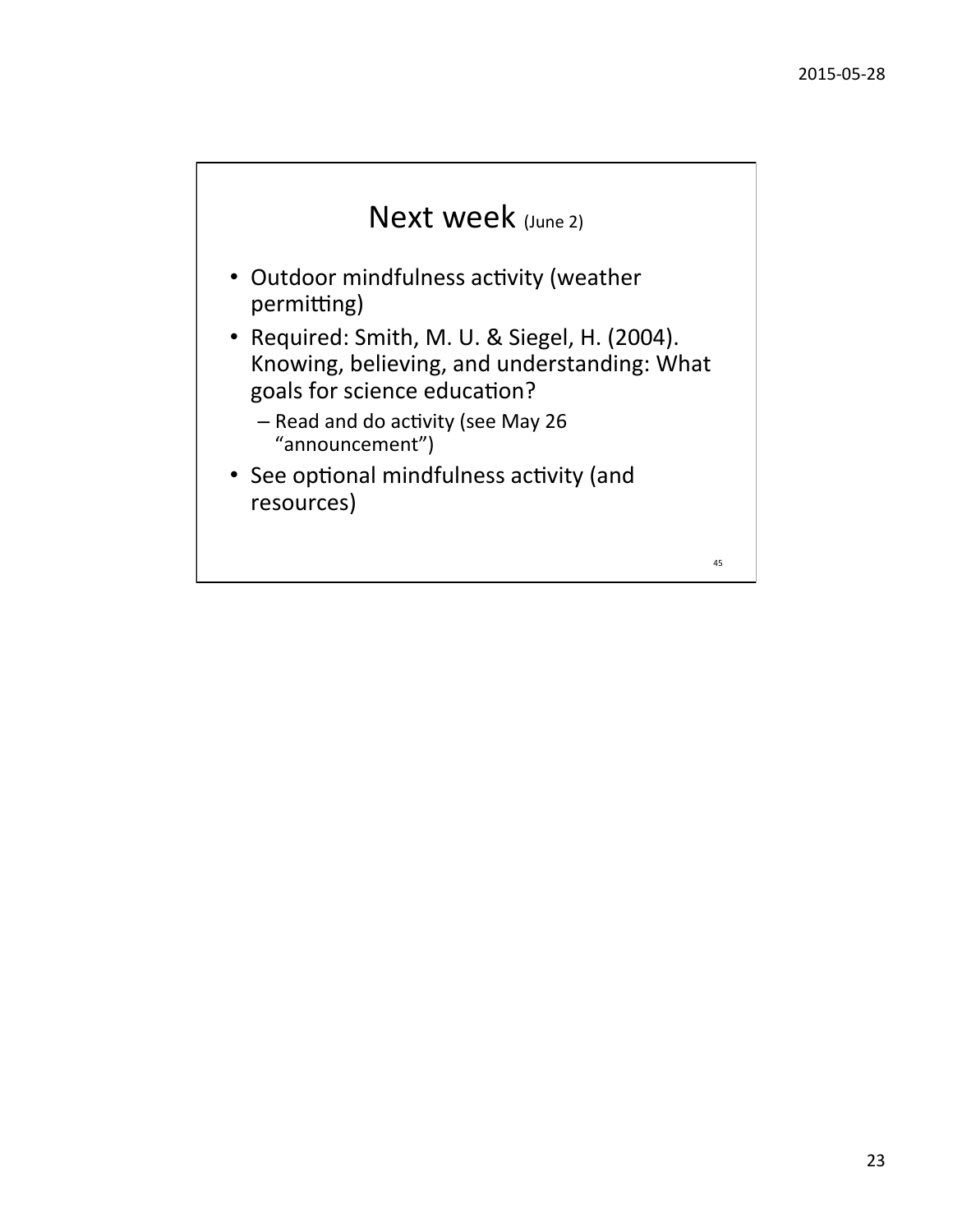## Next week (June 2)

- Outdoor mindfulness activity (weather permitting)
- Required: Smith, M. U. & Siegel, H. (2004). Knowing, believing, and understanding: What goals for science education?
  - Read and do activity (see May 26 "announcement")
- See optional mindfulness activity (and resources)